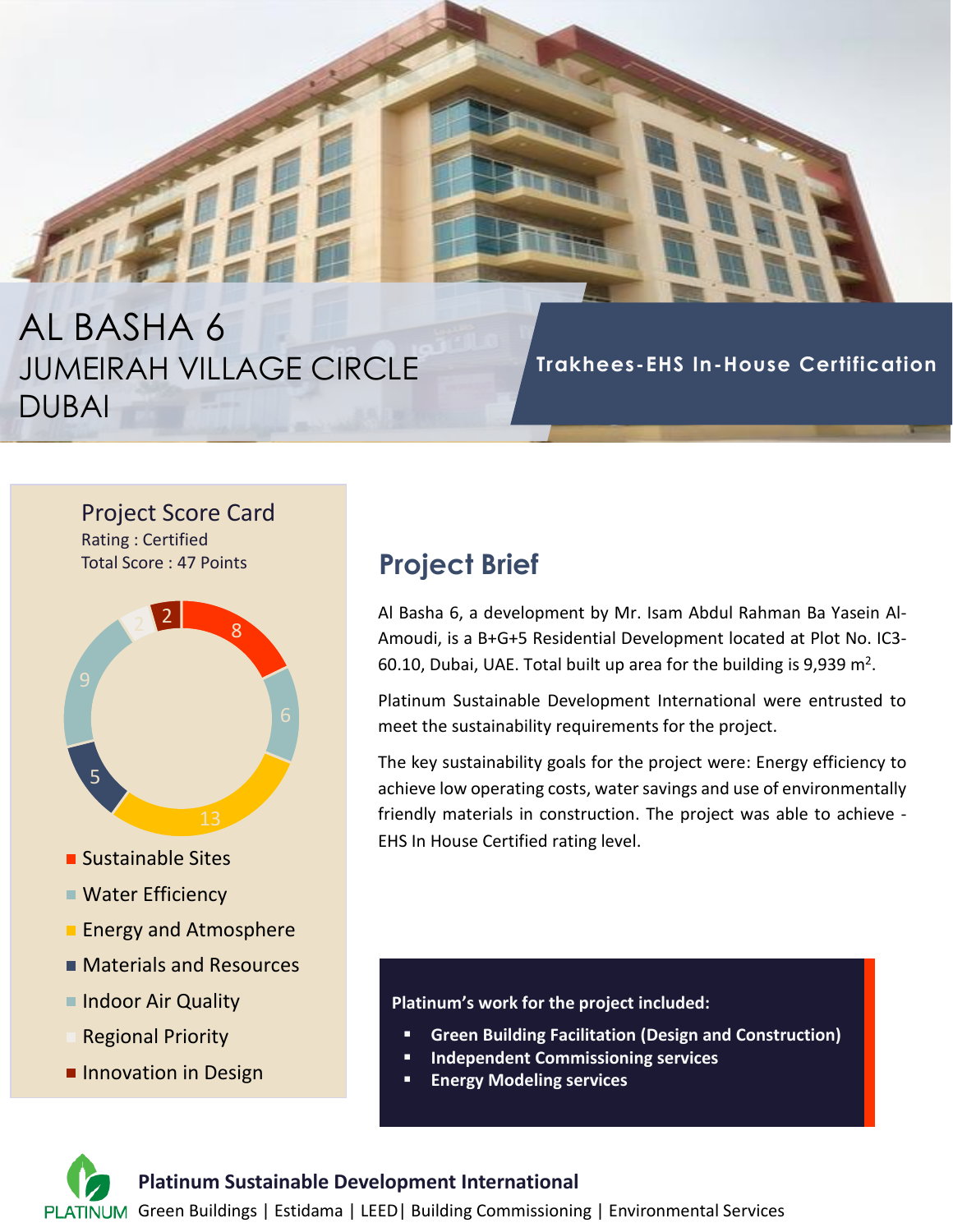# AL BASHA 6
## JUMEIRAH VILLAGE CIRCLE
## DUBAI

**Trakhees-EHS In-House Certification**

### Project Score Card

Rating : Certified

Total Score : 47 Points

| Category | Points |
|---|---|
| Sustainable Sites | 8 |
| Water Efficiency | 6 |
| Energy and Atmosphere | 13 |
| Materials and Resources | 5 |
| Indoor Air Quality | 9 |
| Regional Priority | 2 |
| Innovation in Design | 2 |

## Project Brief

Al Basha 6, a development by Mr. Isam Abdul Rahman Ba Yasein Al-Amoudi, is a B+G+5 Residential Development located at Plot No. IC3-60.10, Dubai, UAE. Total built up area for the building is 9,939 $m^2$.

Platinum Sustainable Development International were entrusted to meet the sustainability requirements for the project.

The key sustainability goals for the project were: Energy efficiency to achieve low operating costs, water savings and use of environmentally friendly materials in construction. The project was able to achieve -EHS In House Certified rating level.

**Platinum's work for the project included:**

- **Green Building Facilitation (Design and Construction)**
- **Independent Commissioning services**
- **Energy Modeling services**

**Platinum Sustainable Development International**

PLATINUM Green Buildings | Estidama | LEED| Building Commissioning | Environmental Services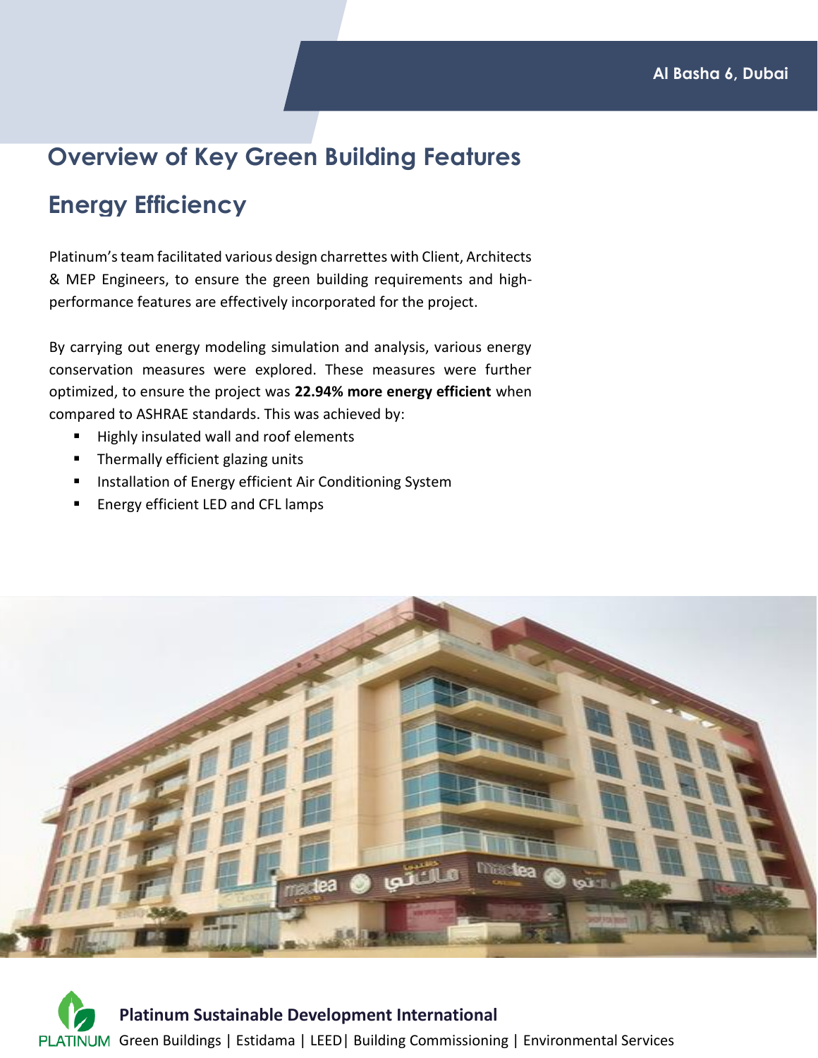Al Basha 6, Dubai

# Overview of Key Green Building Features

## Energy Efficiency

Platinum's team facilitated various design charrettes with Client, Architects & MEP Engineers, to ensure the green building requirements and high-performance features are effectively incorporated for the project.

By carrying out energy modeling simulation and analysis, various energy conservation measures were explored. These measures were further optimized, to ensure the project was **22.94% more energy efficient** when compared to ASHRAE standards. This was achieved by:

- Highly insulated wall and roof elements
- Thermally efficient glazing units
- Installation of Energy efficient Air Conditioning System
- Energy efficient LED and CFL lamps

**Platinum Sustainable Development International**

Green Buildings | Estidama | LEED| Building Commissioning | Environmental Services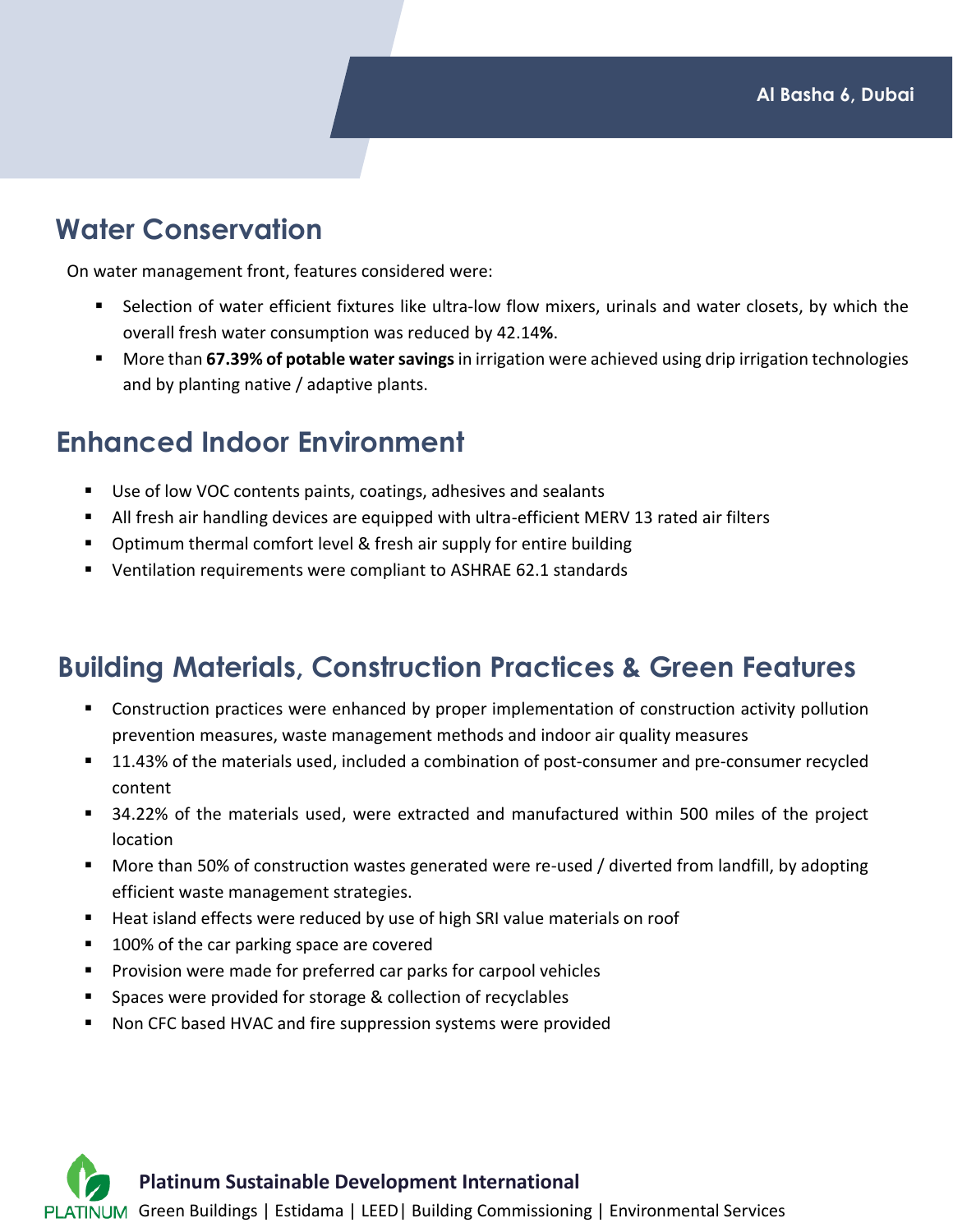## Water Conservation

On water management front, features considered were:

- Selection of water efficient fixtures like ultra-low flow mixers, urinals and water closets, by which the overall fresh water consumption was reduced by 42.14**%**.
- More than **67.39% of potable water savings** in irrigation were achieved using drip irrigation technologies and by planting native / adaptive plants.

## Enhanced Indoor Environment

- Use of low VOC contents paints, coatings, adhesives and sealants
- All fresh air handling devices are equipped with ultra-efficient MERV 13 rated air filters
- Optimum thermal comfort level & fresh air supply for entire building
- Ventilation requirements were compliant to ASHRAE 62.1 standards

## Building Materials, Construction Practices & Green Features

- Construction practices were enhanced by proper implementation of construction activity pollution prevention measures, waste management methods and indoor air quality measures
- 11.43% of the materials used, included a combination of post-consumer and pre-consumer recycled content
- 34.22% of the materials used, were extracted and manufactured within 500 miles of the project location
- More than 50% of construction wastes generated were re-used / diverted from landfill, by adopting efficient waste management strategies.
- Heat island effects were reduced by use of high SRI value materials on roof
- 100% of the car parking space are covered
- Provision were made for preferred car parks for carpool vehicles
- Spaces were provided for storage & collection of recyclables
- Non CFC based HVAC and fire suppression systems were provided